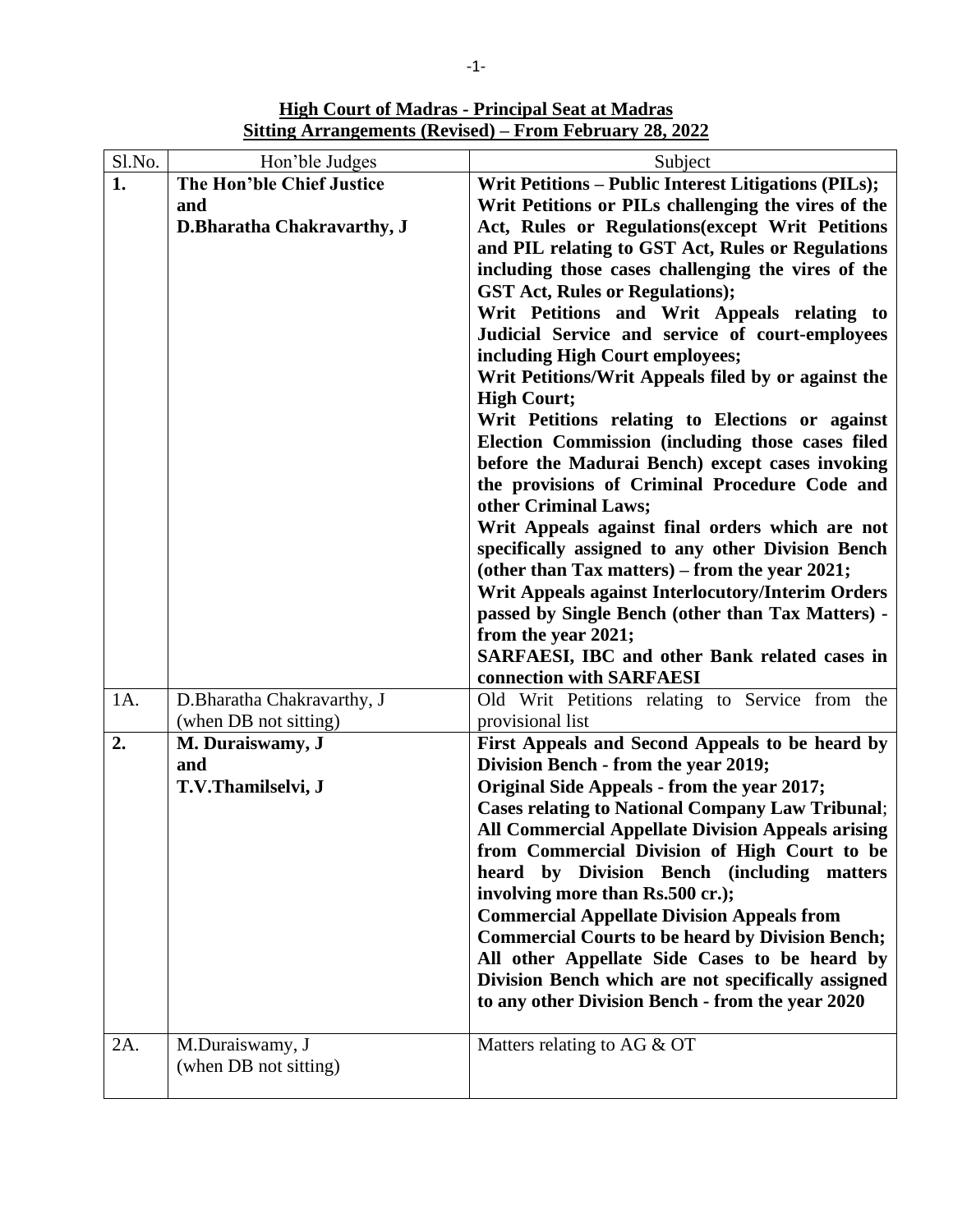**High Court of Madras - Principal Seat at Madras**
**Sitting Arrangements (Revised) – From February 28, 2022**

| Sl.No. | Hon'ble Judges | Subject |
|---|---|---|
| **1.** | **The Hon'ble Chief Justice and D.Bharatha Chakravarthy, J** | **Writ Petitions – Public Interest Litigations (PILs); Writ Petitions or PILs challenging the vires of the Act, Rules or Regulations(except Writ Petitions and PIL relating to GST Act, Rules or Regulations including those cases challenging the vires of the GST Act, Rules or Regulations); Writ Petitions and Writ Appeals relating to Judicial Service and service of court-employees including High Court employees; Writ Petitions/Writ Appeals filed by or against the High Court; Writ Petitions relating to Elections or against Election Commission (including those cases filed before the Madurai Bench) except cases invoking the provisions of Criminal Procedure Code and other Criminal Laws; Writ Appeals against final orders which are not specifically assigned to any other Division Bench (other than Tax matters) – from the year 2021; Writ Appeals against Interlocutory/Interim Orders passed by Single Bench (other than Tax Matters) - from the year 2021; SARFAESI, IBC and other Bank related cases in connection with SARFAESI** |
| 1A. | D.Bharatha Chakravarthy, J (when DB not sitting) | Old Writ Petitions relating to Service from the provisional list |
| **2.** | **M. Duraiswamy, J and T.V.Thamilselvi, J** | **First Appeals and Second Appeals to be heard by Division Bench - from the year 2019; Original Side Appeals - from the year 2017; Cases relating to National Company Law Tribunal; All Commercial Appellate Division Appeals arising from Commercial Division of High Court to be heard by Division Bench (including matters involving more than Rs.500 cr.); Commercial Appellate Division Appeals from Commercial Courts to be heard by Division Bench; All other Appellate Side Cases to be heard by Division Bench which are not specifically assigned to any other Division Bench - from the year 2020** |
| 2A. | M.Duraiswamy, J (when DB not sitting) | Matters relating to AG & OT |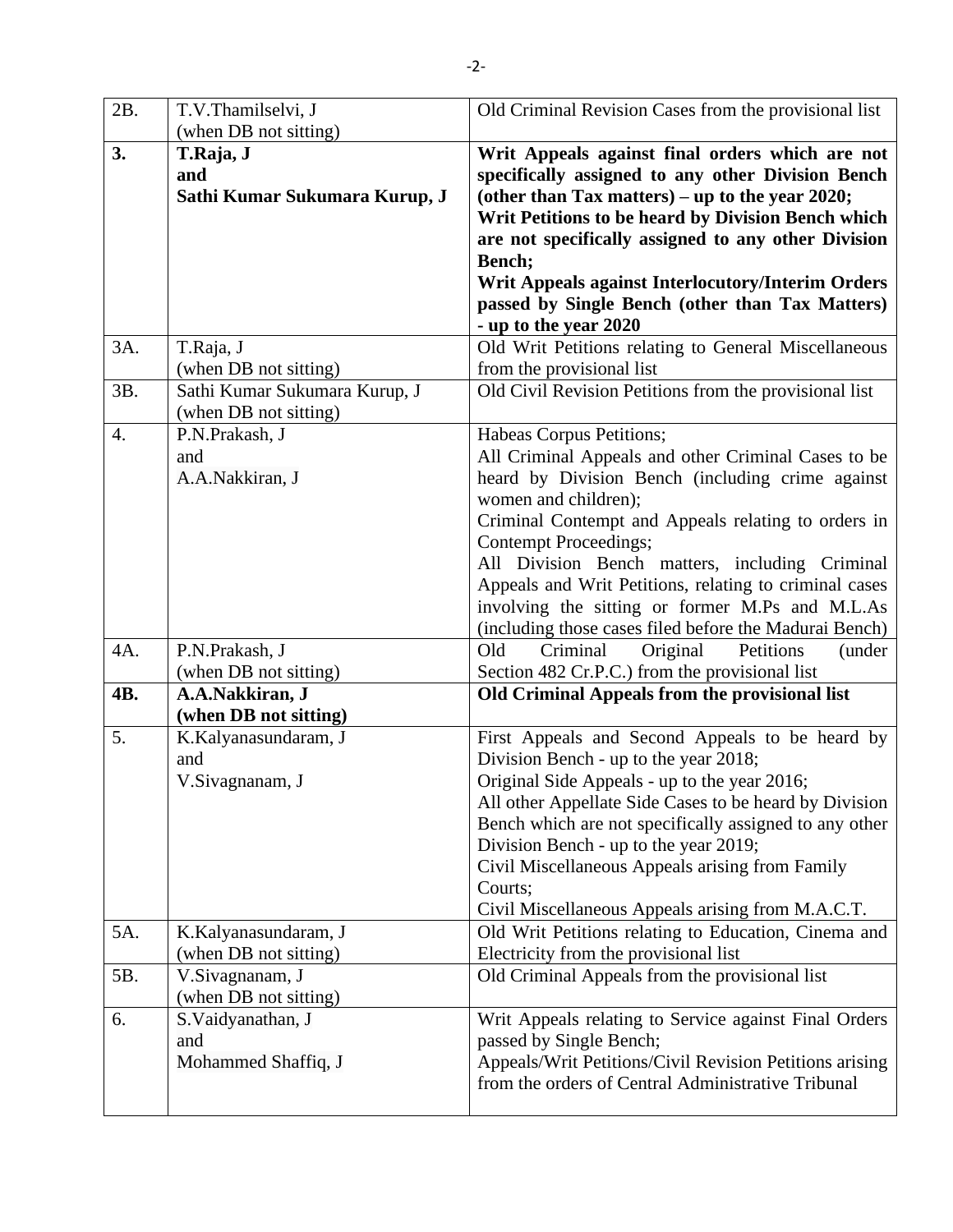| | | |
|---|---|---|
| 2B. | T.V.Thamilselvi, J<br>(when DB not sitting) | Old Criminal Revision Cases from the provisional list |
| **3.** | **T.Raja, J**<br>**and**<br>**Sathi Kumar Sukumara Kurup, J** | **Writ Appeals against final orders which are not specifically assigned to any other Division Bench (other than Tax matters) – up to the year 2020;**<br>**Writ Petitions to be heard by Division Bench which are not specifically assigned to any other Division Bench;**<br>**Writ Appeals against Interlocutory/Interim Orders passed by Single Bench (other than Tax Matters) - up to the year 2020** |
| 3A. | T.Raja, J<br>(when DB not sitting) | Old Writ Petitions relating to General Miscellaneous from the provisional list |
| 3B. | Sathi Kumar Sukumara Kurup, J<br>(when DB not sitting) | Old Civil Revision Petitions from the provisional list |
| 4. | P.N.Prakash, J<br>and<br>A.A.Nakkiran, J | Habeas Corpus Petitions;<br>All Criminal Appeals and other Criminal Cases to be heard by Division Bench (including crime against women and children);<br>Criminal Contempt and Appeals relating to orders in Contempt Proceedings;<br>All Division Bench matters, including Criminal Appeals and Writ Petitions, relating to criminal cases involving the sitting or former M.Ps and M.L.As (including those cases filed before the Madurai Bench) |
| 4A. | P.N.Prakash, J<br>(when DB not sitting) | Old Criminal Original Petitions (under Section 482 Cr.P.C.) from the provisional list |
| **4B.** | **A.A.Nakkiran, J**<br>**(when DB not sitting)** | **Old Criminal Appeals from the provisional list** |
| 5. | K.Kalyanasundaram, J<br>and<br>V.Sivagnanam, J | First Appeals and Second Appeals to be heard by Division Bench - up to the year 2018;<br>Original Side Appeals - up to the year 2016;<br>All other Appellate Side Cases to be heard by Division Bench which are not specifically assigned to any other Division Bench - up to the year 2019;<br>Civil Miscellaneous Appeals arising from Family Courts;<br>Civil Miscellaneous Appeals arising from M.A.C.T. |
| 5A. | K.Kalyanasundaram, J<br>(when DB not sitting) | Old Writ Petitions relating to Education, Cinema and Electricity from the provisional list |
| 5B. | V.Sivagnanam, J<br>(when DB not sitting) | Old Criminal Appeals from the provisional list |
| 6. | S.Vaidyanathan, J<br>and<br>Mohammed Shaffiq, J | Writ Appeals relating to Service against Final Orders passed by Single Bench;<br>Appeals/Writ Petitions/Civil Revision Petitions arising from the orders of Central Administrative Tribunal |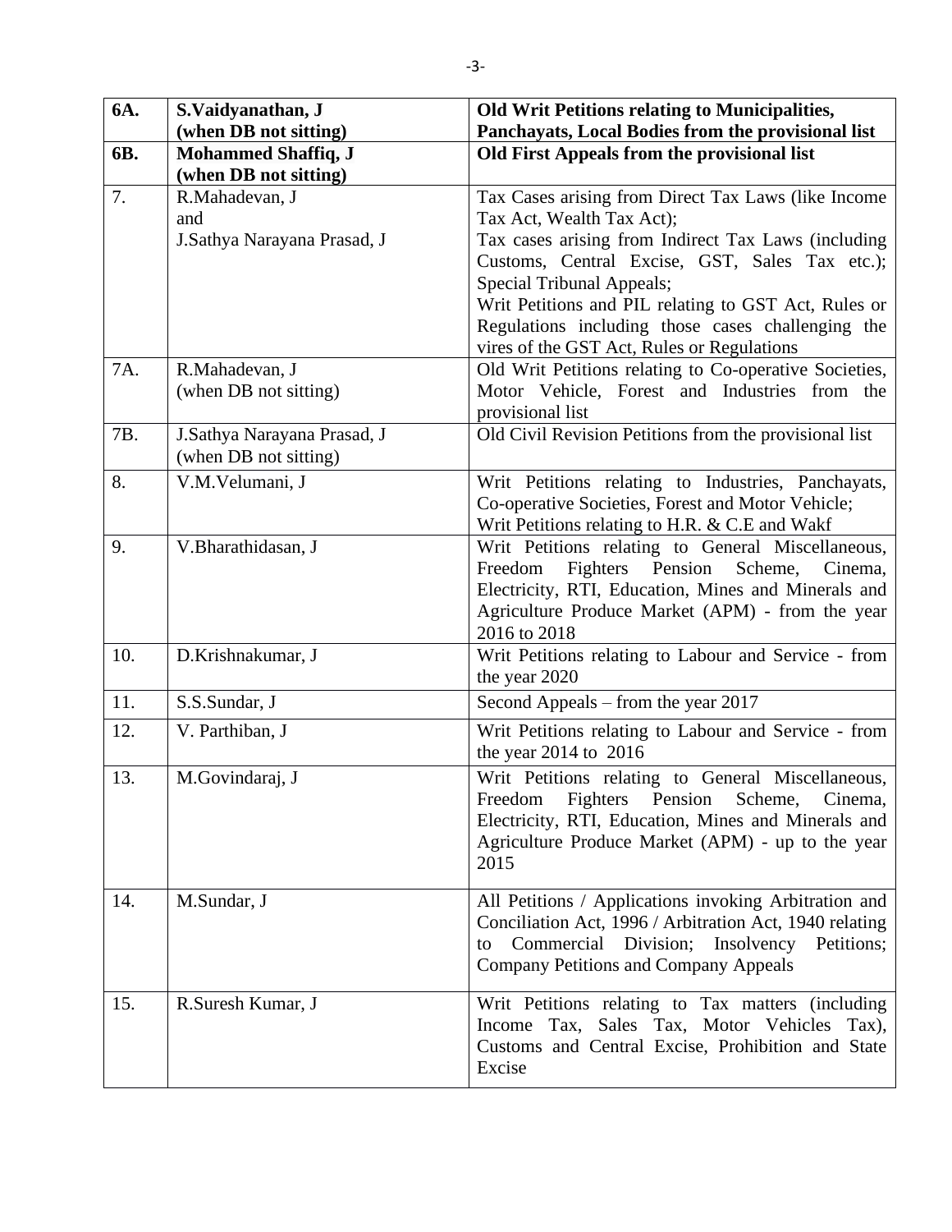| | | |
|---|---|---|
| **6A.** | **S.Vaidyanathan, J (when DB not sitting)** | **Old Writ Petitions relating to Municipalities, Panchayats, Local Bodies from the provisional list** |
| **6B.** | **Mohammed Shaffiq, J (when DB not sitting)** | **Old First Appeals from the provisional list** |
| 7. | R.Mahadevan, J<br>and<br>J.Sathya Narayana Prasad, J | Tax Cases arising from Direct Tax Laws (like Income Tax Act, Wealth Tax Act);<br>Tax cases arising from Indirect Tax Laws (including Customs, Central Excise, GST, Sales Tax etc.);<br>Special Tribunal Appeals;<br>Writ Petitions and PIL relating to GST Act, Rules or Regulations including those cases challenging the vires of the GST Act, Rules or Regulations |
| 7A. | R.Mahadevan, J (when DB not sitting) | Old Writ Petitions relating to Co-operative Societies, Motor Vehicle, Forest and Industries from the provisional list |
| 7B. | J.Sathya Narayana Prasad, J (when DB not sitting) | Old Civil Revision Petitions from the provisional list |
| 8. | V.M.Velumani, J | Writ Petitions relating to Industries, Panchayats, Co-operative Societies, Forest and Motor Vehicle;<br>Writ Petitions relating to H.R. & C.E and Wakf |
| 9. | V.Bharathidasan, J | Writ Petitions relating to General Miscellaneous, Freedom Fighters Pension Scheme, Cinema, Electricity, RTI, Education, Mines and Minerals and Agriculture Produce Market (APM) - from the year 2016 to 2018 |
| 10. | D.Krishnakumar, J | Writ Petitions relating to Labour and Service - from the year 2020 |
| 11. | S.S.Sundar, J | Second Appeals – from the year 2017 |
| 12. | V. Parthiban, J | Writ Petitions relating to Labour and Service - from the year 2014 to 2016 |
| 13. | M.Govindaraj, J | Writ Petitions relating to General Miscellaneous, Freedom Fighters Pension Scheme, Cinema, Electricity, RTI, Education, Mines and Minerals and Agriculture Produce Market (APM) - up to the year 2015 |
| 14. | M.Sundar, J | All Petitions / Applications invoking Arbitration and Conciliation Act, 1996 / Arbitration Act, 1940 relating to Commercial Division; Insolvency Petitions; Company Petitions and Company Appeals |
| 15. | R.Suresh Kumar, J | Writ Petitions relating to Tax matters (including Income Tax, Sales Tax, Motor Vehicles Tax), Customs and Central Excise, Prohibition and State Excise |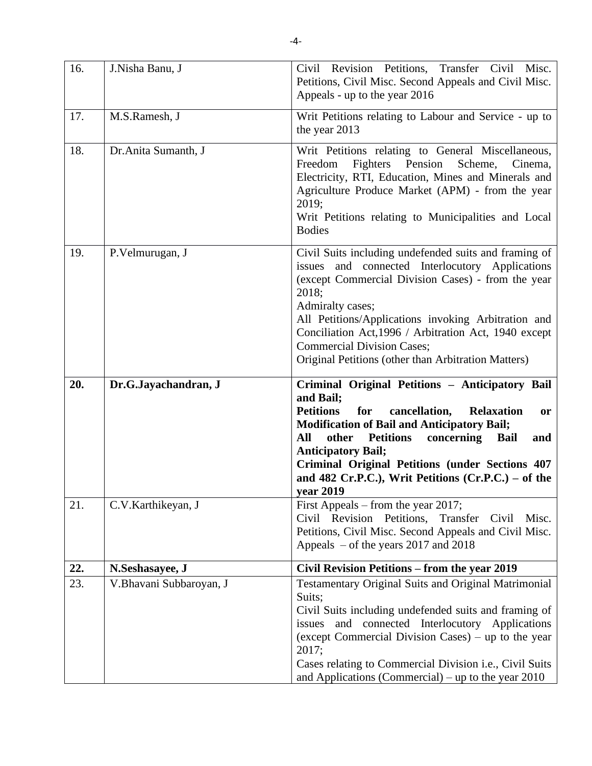| | | |
|---|---|---|
| 16. | J.Nisha Banu, J | Civil Revision Petitions, Transfer Civil Misc. Petitions, Civil Misc. Second Appeals and Civil Misc. Appeals - up to the year 2016 |
| 17. | M.S.Ramesh, J | Writ Petitions relating to Labour and Service - up to the year 2013 |
| 18. | Dr.Anita Sumanth, J | Writ Petitions relating to General Miscellaneous, Freedom Fighters Pension Scheme, Cinema, Electricity, RTI, Education, Mines and Minerals and Agriculture Produce Market (APM) - from the year 2019;<br>Writ Petitions relating to Municipalities and Local Bodies |
| 19. | P.Velmurugan, J | Civil Suits including undefended suits and framing of issues and connected Interlocutory Applications (except Commercial Division Cases) - from the year 2018;<br>Admiralty cases;<br>All Petitions/Applications invoking Arbitration and Conciliation Act,1996 / Arbitration Act, 1940 except Commercial Division Cases;<br>Original Petitions (other than Arbitration Matters) |
| **20.** | **Dr.G.Jayachandran, J** | **Criminal Original Petitions – Anticipatory Bail and Bail;<br>Petitions for cancellation, Relaxation or Modification of Bail and Anticipatory Bail;<br>All other Petitions concerning Bail and Anticipatory Bail;<br>Criminal Original Petitions (under Sections 407 and 482 Cr.P.C.), Writ Petitions (Cr.P.C.) – of the year 2019** |
| 21. | C.V.Karthikeyan, J | First Appeals – from the year 2017;<br>Civil Revision Petitions, Transfer Civil Misc. Petitions, Civil Misc. Second Appeals and Civil Misc. Appeals – of the years 2017 and 2018 |
| **22.** | **N.Seshasayee, J** | **Civil Revision Petitions – from the year 2019** |
| 23. | V.Bhavani Subbaroyan, J | Testamentary Original Suits and Original Matrimonial Suits;<br>Civil Suits including undefended suits and framing of issues and connected Interlocutory Applications (except Commercial Division Cases) – up to the year 2017;<br>Cases relating to Commercial Division i.e., Civil Suits and Applications (Commercial) – up to the year 2010 |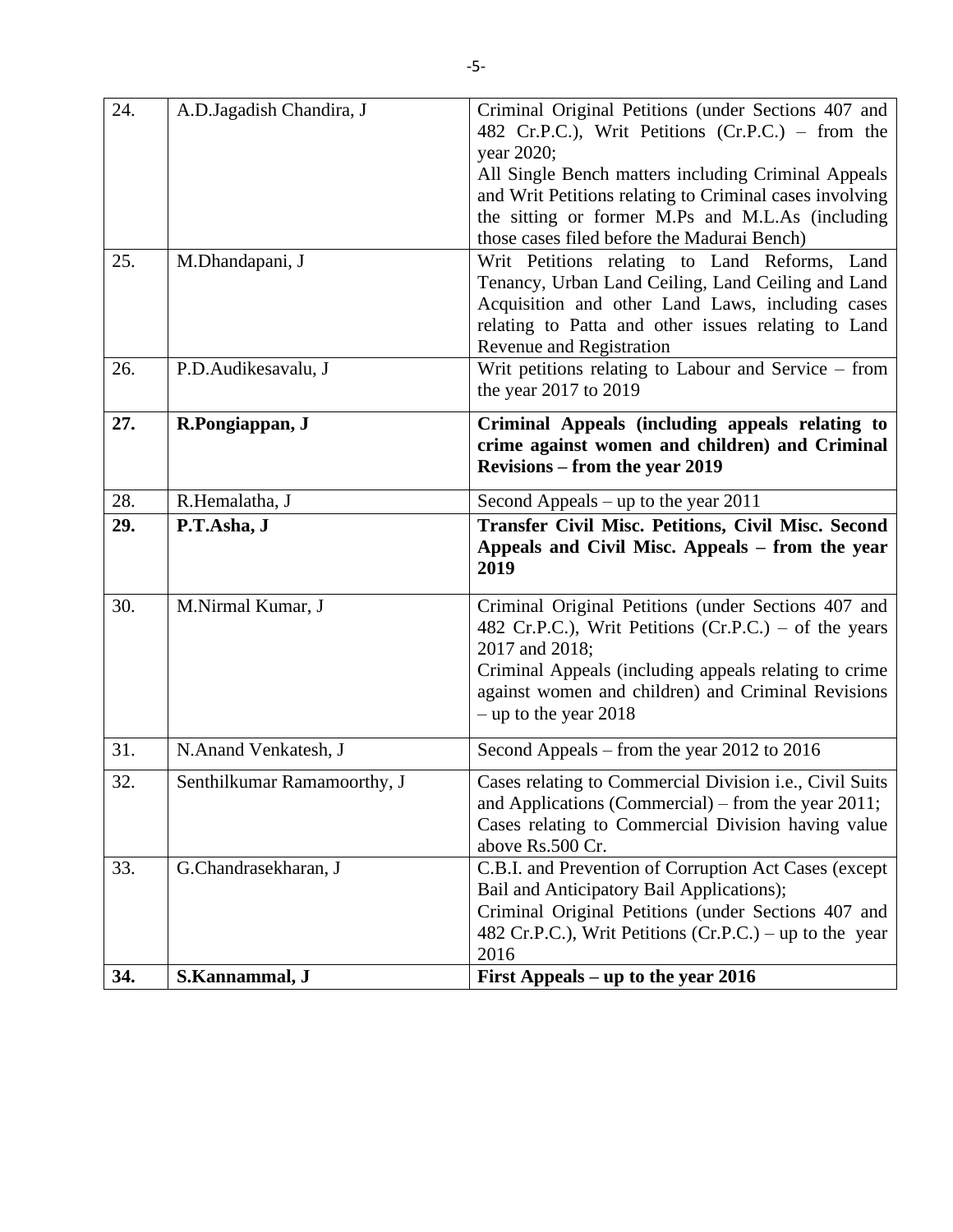| | | |
|---|---|---|
| 24. | A.D.Jagadish Chandira, J | Criminal Original Petitions (under Sections 407 and 482 Cr.P.C.), Writ Petitions (Cr.P.C.) – from the year 2020;<br>All Single Bench matters including Criminal Appeals and Writ Petitions relating to Criminal cases involving the sitting or former M.Ps and M.L.As (including those cases filed before the Madurai Bench) |
| 25. | M.Dhandapani, J | Writ Petitions relating to Land Reforms, Land Tenancy, Urban Land Ceiling, Land Ceiling and Land Acquisition and other Land Laws, including cases relating to Patta and other issues relating to Land Revenue and Registration |
| 26. | P.D.Audikesavalu, J | Writ petitions relating to Labour and Service – from the year 2017 to 2019 |
| **27.** | **R.Pongiappan, J** | **Criminal Appeals (including appeals relating to crime against women and children) and Criminal Revisions – from the year 2019** |
| 28. | R.Hemalatha, J | Second Appeals – up to the year 2011 |
| **29.** | **P.T.Asha, J** | **Transfer Civil Misc. Petitions, Civil Misc. Second Appeals and Civil Misc. Appeals – from the year 2019** |
| 30. | M.Nirmal Kumar, J | Criminal Original Petitions (under Sections 407 and 482 Cr.P.C.), Writ Petitions (Cr.P.C.) – of the years 2017 and 2018;<br>Criminal Appeals (including appeals relating to crime against women and children) and Criminal Revisions – up to the year 2018 |
| 31. | N.Anand Venkatesh, J | Second Appeals – from the year 2012 to 2016 |
| 32. | Senthilkumar Ramamoorthy, J | Cases relating to Commercial Division i.e., Civil Suits and Applications (Commercial) – from the year 2011;<br>Cases relating to Commercial Division having value above Rs.500 Cr. |
| 33. | G.Chandrasekharan, J | C.B.I. and Prevention of Corruption Act Cases (except Bail and Anticipatory Bail Applications);<br>Criminal Original Petitions (under Sections 407 and 482 Cr.P.C.), Writ Petitions (Cr.P.C.) – up to the year 2016 |
| **34.** | **S.Kannammal, J** | **First Appeals – up to the year 2016** |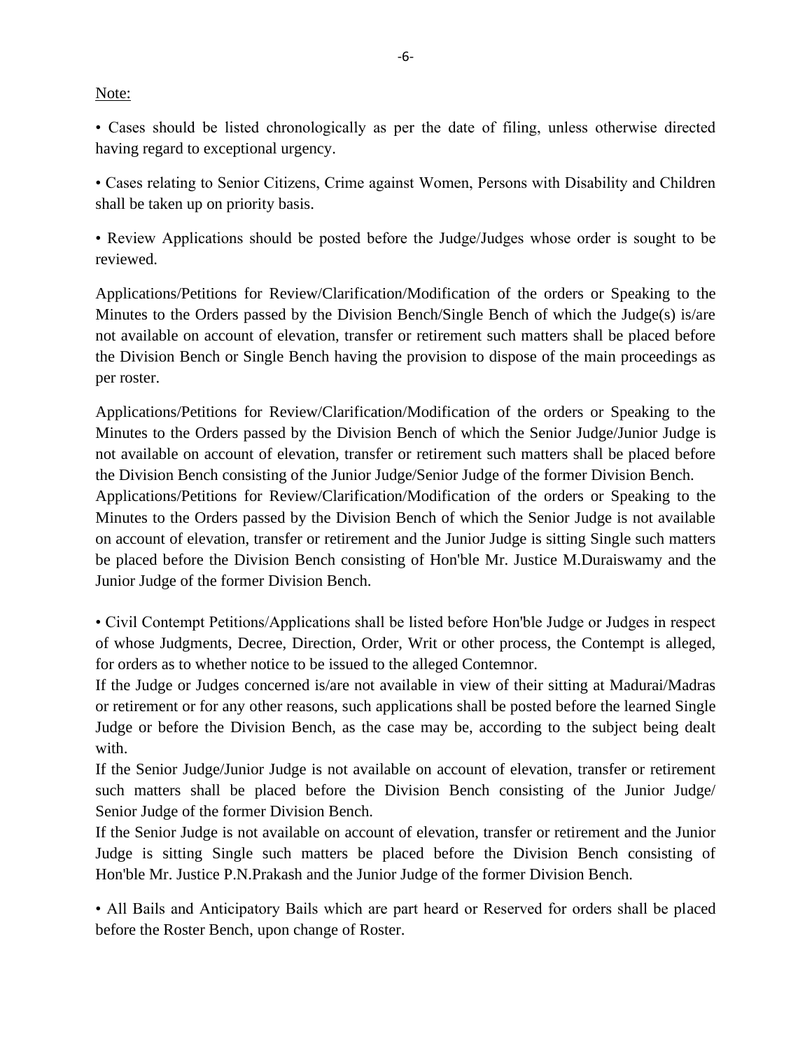Note:

• Cases should be listed chronologically as per the date of filing, unless otherwise directed having regard to exceptional urgency.

• Cases relating to Senior Citizens, Crime against Women, Persons with Disability and Children shall be taken up on priority basis.

• Review Applications should be posted before the Judge/Judges whose order is sought to be reviewed.

Applications/Petitions for Review/Clarification/Modification of the orders or Speaking to the Minutes to the Orders passed by the Division Bench/Single Bench of which the Judge(s) is/are not available on account of elevation, transfer or retirement such matters shall be placed before the Division Bench or Single Bench having the provision to dispose of the main proceedings as per roster.

Applications/Petitions for Review/Clarification/Modification of the orders or Speaking to the Minutes to the Orders passed by the Division Bench of which the Senior Judge/Junior Judge is not available on account of elevation, transfer or retirement such matters shall be placed before the Division Bench consisting of the Junior Judge/Senior Judge of the former Division Bench.

Applications/Petitions for Review/Clarification/Modification of the orders or Speaking to the Minutes to the Orders passed by the Division Bench of which the Senior Judge is not available on account of elevation, transfer or retirement and the Junior Judge is sitting Single such matters be placed before the Division Bench consisting of Hon'ble Mr. Justice M.Duraiswamy and the Junior Judge of the former Division Bench.

• Civil Contempt Petitions/Applications shall be listed before Hon'ble Judge or Judges in respect of whose Judgments, Decree, Direction, Order, Writ or other process, the Contempt is alleged, for orders as to whether notice to be issued to the alleged Contemnor.

If the Judge or Judges concerned is/are not available in view of their sitting at Madurai/Madras or retirement or for any other reasons, such applications shall be posted before the learned Single Judge or before the Division Bench, as the case may be, according to the subject being dealt with.

If the Senior Judge/Junior Judge is not available on account of elevation, transfer or retirement such matters shall be placed before the Division Bench consisting of the Junior Judge/ Senior Judge of the former Division Bench.

If the Senior Judge is not available on account of elevation, transfer or retirement and the Junior Judge is sitting Single such matters be placed before the Division Bench consisting of Hon'ble Mr. Justice P.N.Prakash and the Junior Judge of the former Division Bench.

• All Bails and Anticipatory Bails which are part heard or Reserved for orders shall be placed before the Roster Bench, upon change of Roster.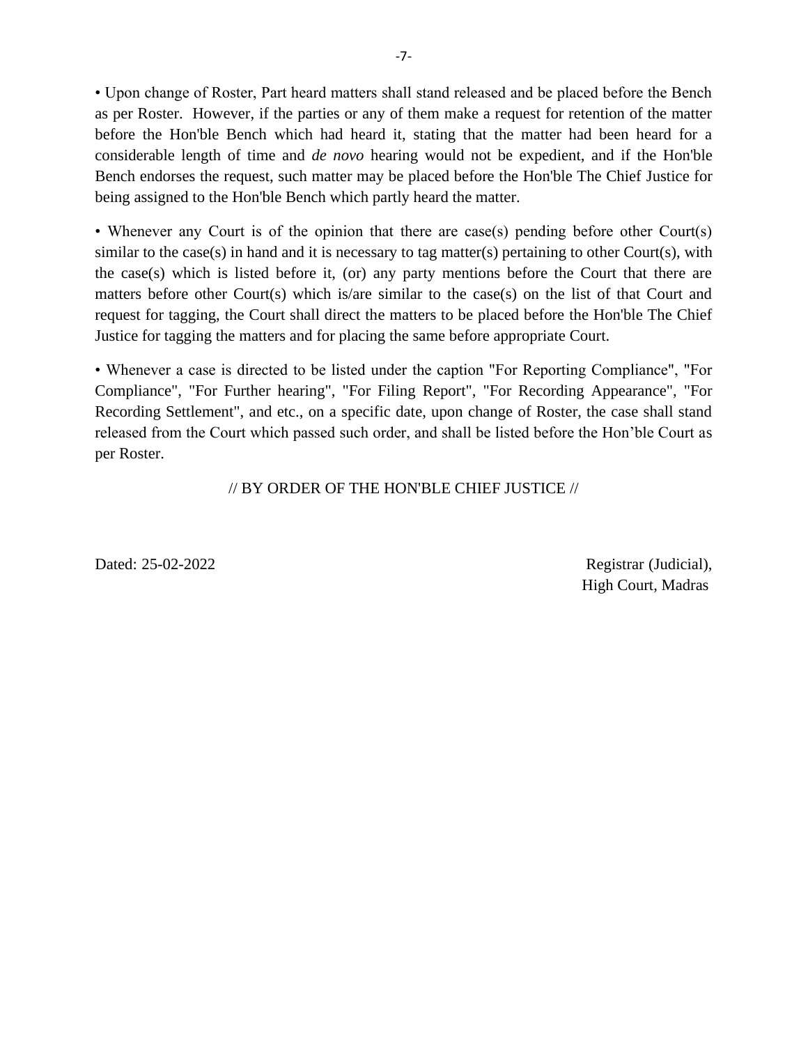- Upon change of Roster, Part heard matters shall stand released and be placed before the Bench as per Roster. However, if the parties or any of them make a request for retention of the matter before the Hon'ble Bench which had heard it, stating that the matter had been heard for a considerable length of time and *de novo* hearing would not be expedient, and if the Hon'ble Bench endorses the request, such matter may be placed before the Hon'ble The Chief Justice for being assigned to the Hon'ble Bench which partly heard the matter.

- Whenever any Court is of the opinion that there are case(s) pending before other Court(s) similar to the case(s) in hand and it is necessary to tag matter(s) pertaining to other Court(s), with the case(s) which is listed before it, (or) any party mentions before the Court that there are matters before other Court(s) which is/are similar to the case(s) on the list of that Court and request for tagging, the Court shall direct the matters to be placed before the Hon'ble The Chief Justice for tagging the matters and for placing the same before appropriate Court.

- Whenever a case is directed to be listed under the caption "For Reporting Compliance", "For Compliance", "For Further hearing", "For Filing Report", "For Recording Appearance", "For Recording Settlement", and etc., on a specific date, upon change of Roster, the case shall stand released from the Court which passed such order, and shall be listed before the Hon'ble Court as per Roster.

// BY ORDER OF THE HON'BLE CHIEF JUSTICE //

Dated: 25-02-2022

Registrar (Judicial),
High Court, Madras